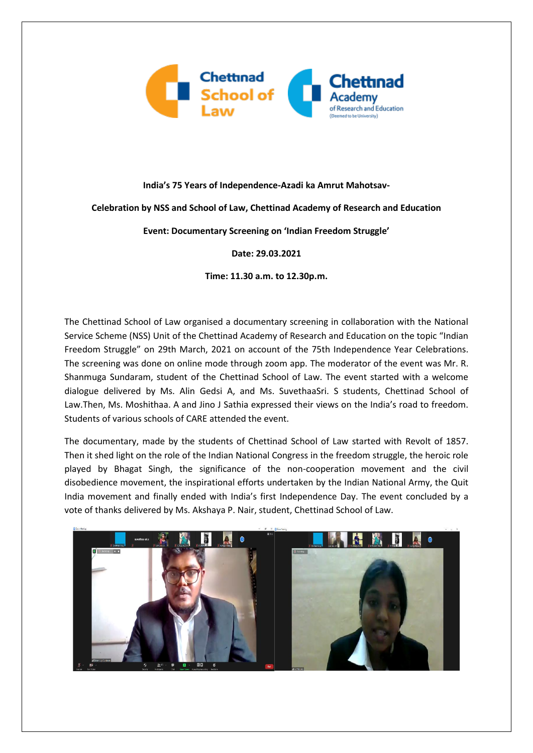**India's 75 Years of Independence-Azadi ka Amrut Mahotsav-**

**Celebration by NSS and School of Law, Chettinad Academy of Research and Education**

**Event: Documentary Screening on 'Indian Freedom Struggle'**

**Date: 29.03.2021**

**Time: 11.30 a.m. to 12.30p.m.**

The Chettinad School of Law organised a documentary screening in collaboration with the National Service Scheme (NSS) Unit of the Chettinad Academy of Research and Education on the topic "Indian Freedom Struggle" on 29th March, 2021 on account of the 75th Independence Year Celebrations. The screening was done on online mode through zoom app. The moderator of the event was Mr. R. Shanmuga Sundaram, student of the Chettinad School of Law. The event started with a welcome dialogue delivered by Ms. Alin Gedsi A, and Ms. SuvethaaSri. S students, Chettinad School of Law.Then, Ms. Moshithaa. A and Jino J Sathia expressed their views on the India's road to freedom. Students of various schools of CARE attended the event.

The documentary, made by the students of Chettinad School of Law started with Revolt of 1857. Then it shed light on the role of the Indian National Congress in the freedom struggle, the heroic role played by Bhagat Singh, the significance of the non-cooperation movement and the civil disobedience movement, the inspirational efforts undertaken by the Indian National Army, the Quit India movement and finally ended with India's first Independence Day. The event concluded by a vote of thanks delivered by Ms. Akshaya P. Nair, student, Chettinad School of Law.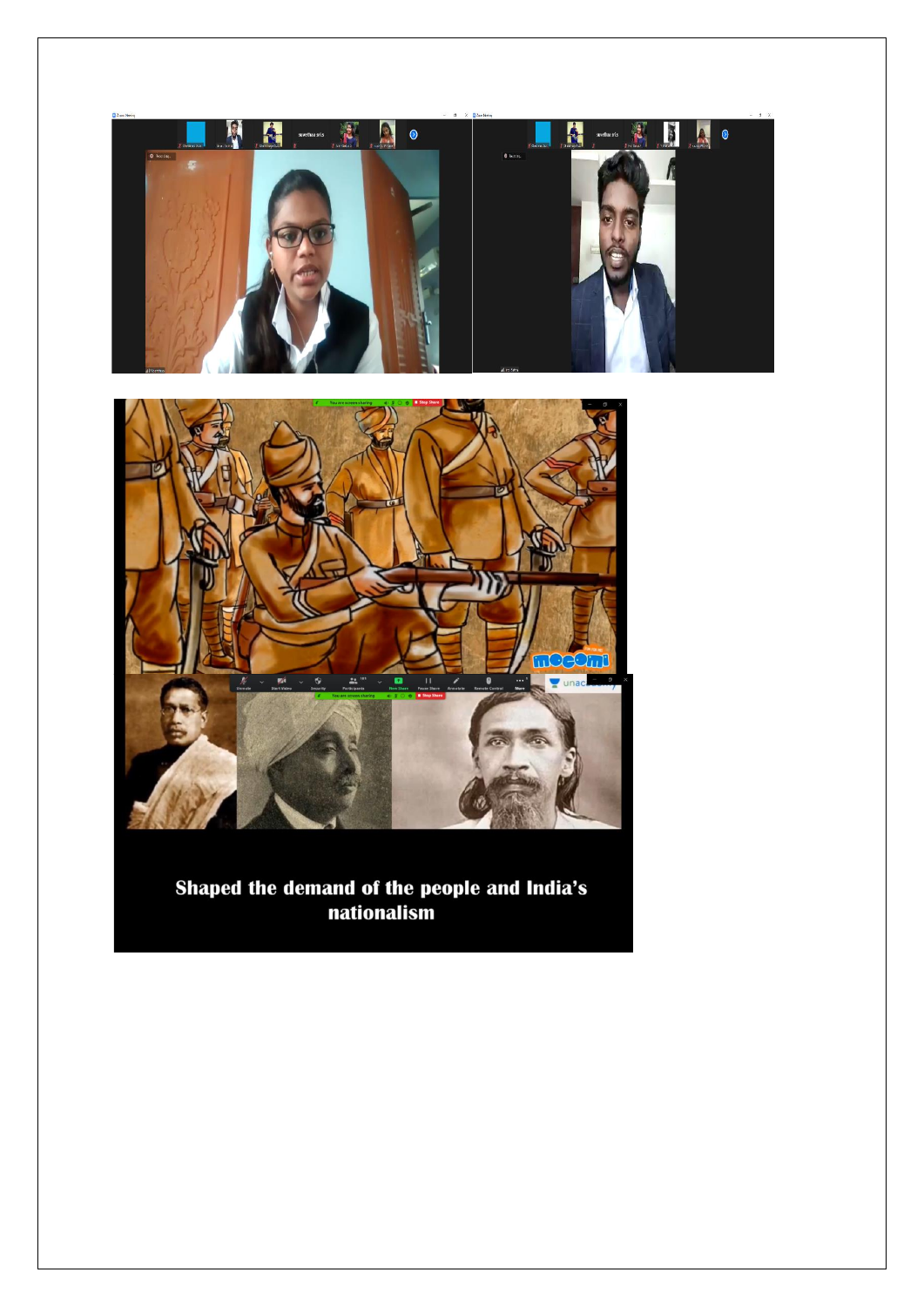Shaped the demand of the people and India's nationalism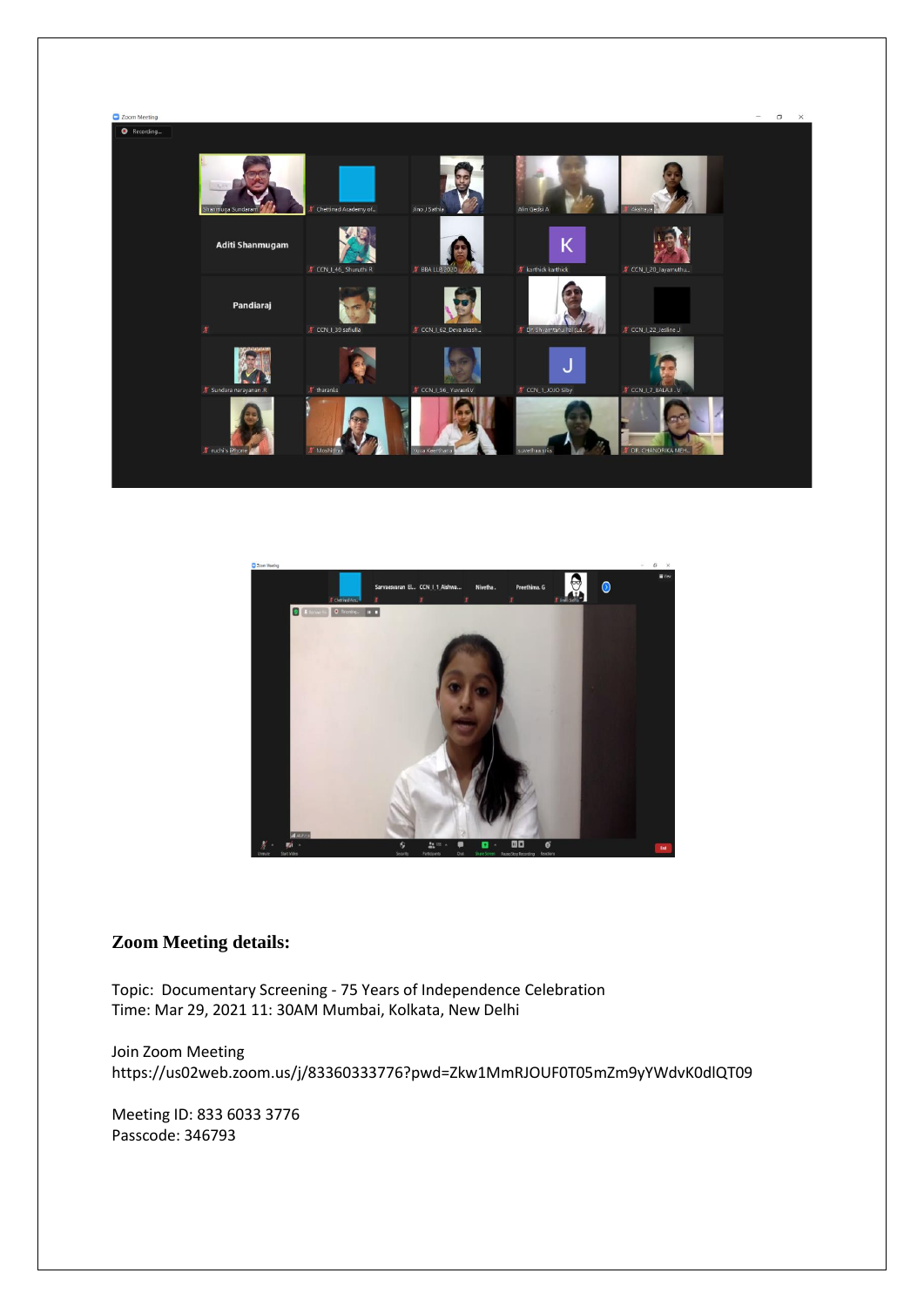## Zoom Meeting details:

Topic: Documentary Screening - 75 Years of Independence Celebration
Time: Mar 29, 2021 11: 30AM Mumbai, Kolkata, New Delhi

Join Zoom Meeting
https://us02web.zoom.us/j/83360333776?pwd=Zkw1MmRJOUF0T05mZm9yYWdvK0dlQT09

Meeting ID: 833 6033 3776
Passcode: 346793